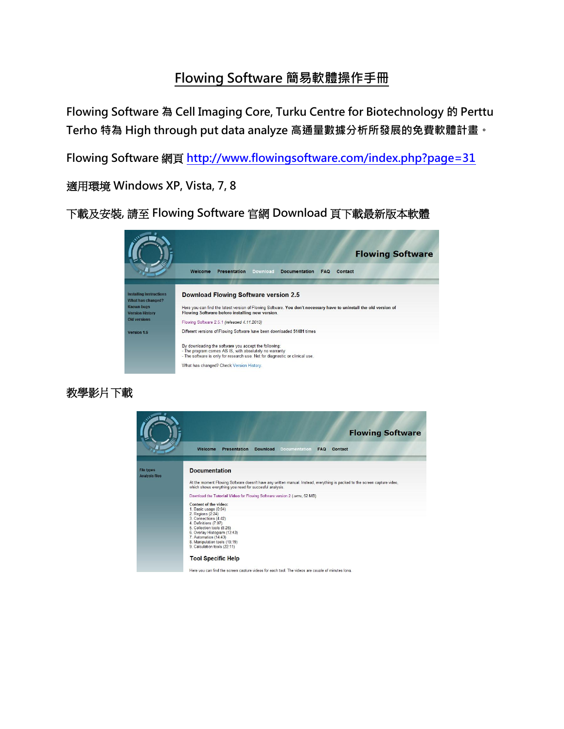# Flowing Software 簡易軟體操作手冊

**Flowing Software 為 Cell Imaging Core, Turku Centre for Biotechnology 的 Perttu Terho 特為 High through put data analyze 高通量數據分析所發展的免費軟體計畫。**

**Flowing Software 網頁 http://www.flowingsoftware.com/index.php?page=31**

**適用環境 Windows XP, Vista, 7, 8**

**下載及安裝, 請至 Flowing Software 官網 Download 頁下載最新版本軟體**

**教學影片下載**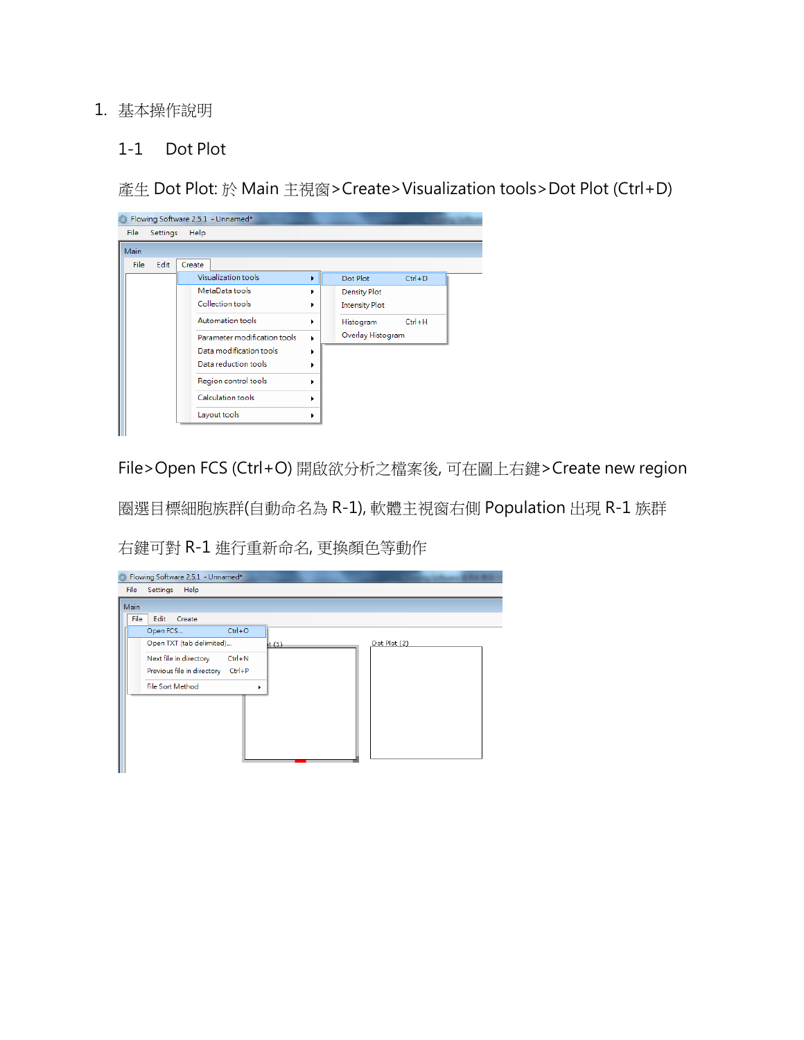1. 基本操作說明

## 1-1　Dot Plot

產生 Dot Plot: 於 Main 主視窗>Create>Visualization tools>Dot Plot (Ctrl+D)

File>Open FCS (Ctrl+O) 開啟欲分析之檔案後, 可在圖上右鍵>Create new region

圈選目標細胞族群(自動命名為 R-1), 軟體主視窗右側 Population 出現 R-1 族群

右鍵可對 R-1 進行重新命名, 更換顏色等動作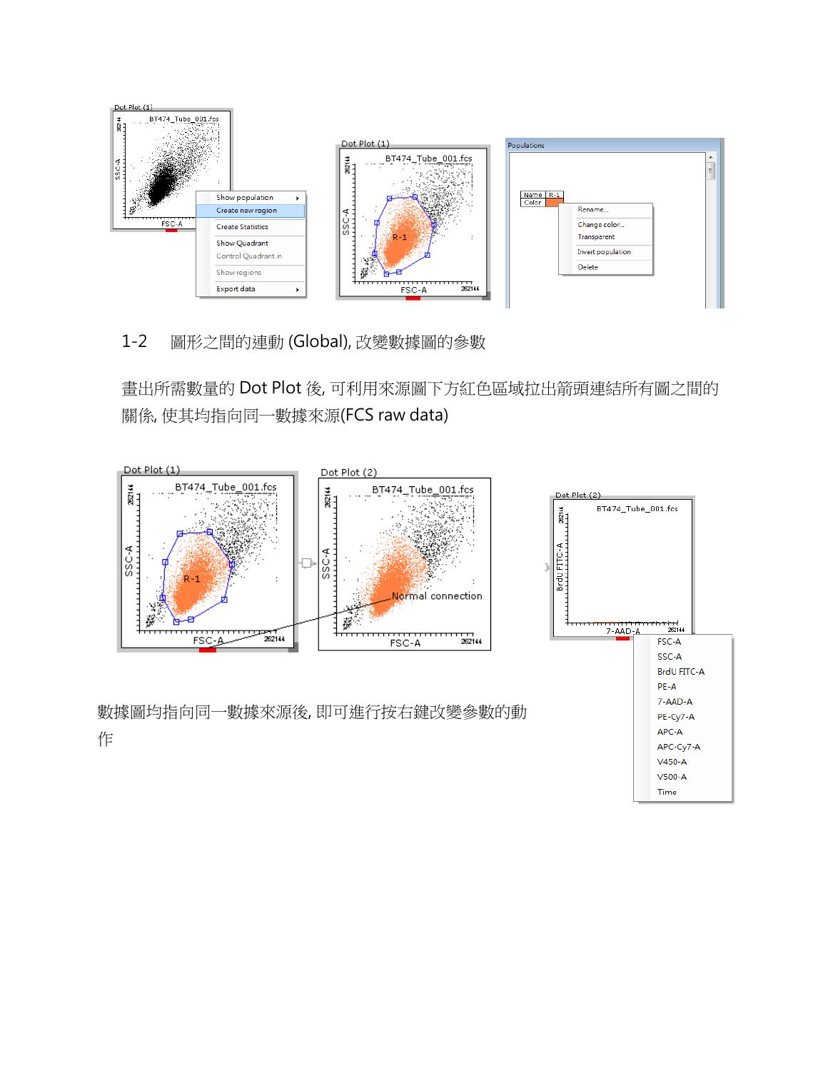1-2　圖形之間的連動 (Global), 改變數據圖的參數

畫出所需數量的 Dot Plot 後, 可利用來源圖下方紅色區域拉出箭頭連結所有圖之間的關係, 使其均指向同一數據來源(FCS raw data)

數據圖均指向同一數據來源後, 即可進行按右鍵改變參數的動作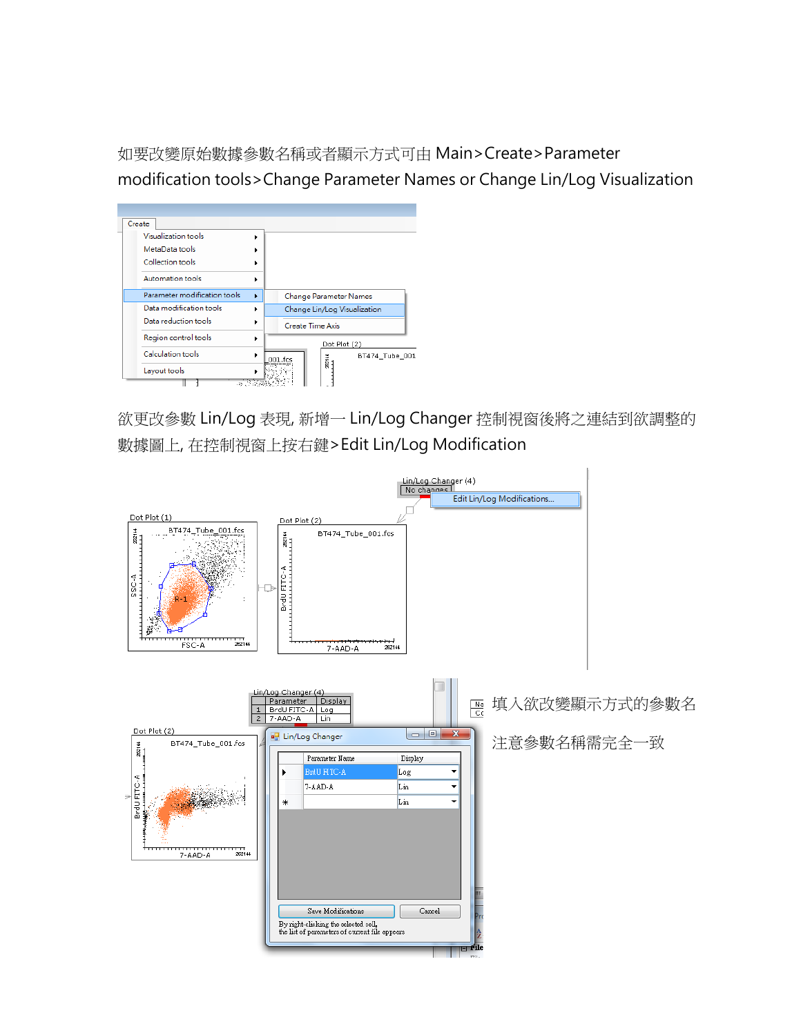如要改變原始數據參數名稱或者顯示方式可由 Main>Create>Parameter modification tools>Change Parameter Names or Change Lin/Log Visualization

欲更改參數 Lin/Log 表現, 新增一 Lin/Log Changer 控制視窗後將之連結到欲調整的數據圖上, 在控制視窗上按右鍵>Edit Lin/Log Modification

填入欲改變顯示方式的參數名

注意參數名稱需完全一致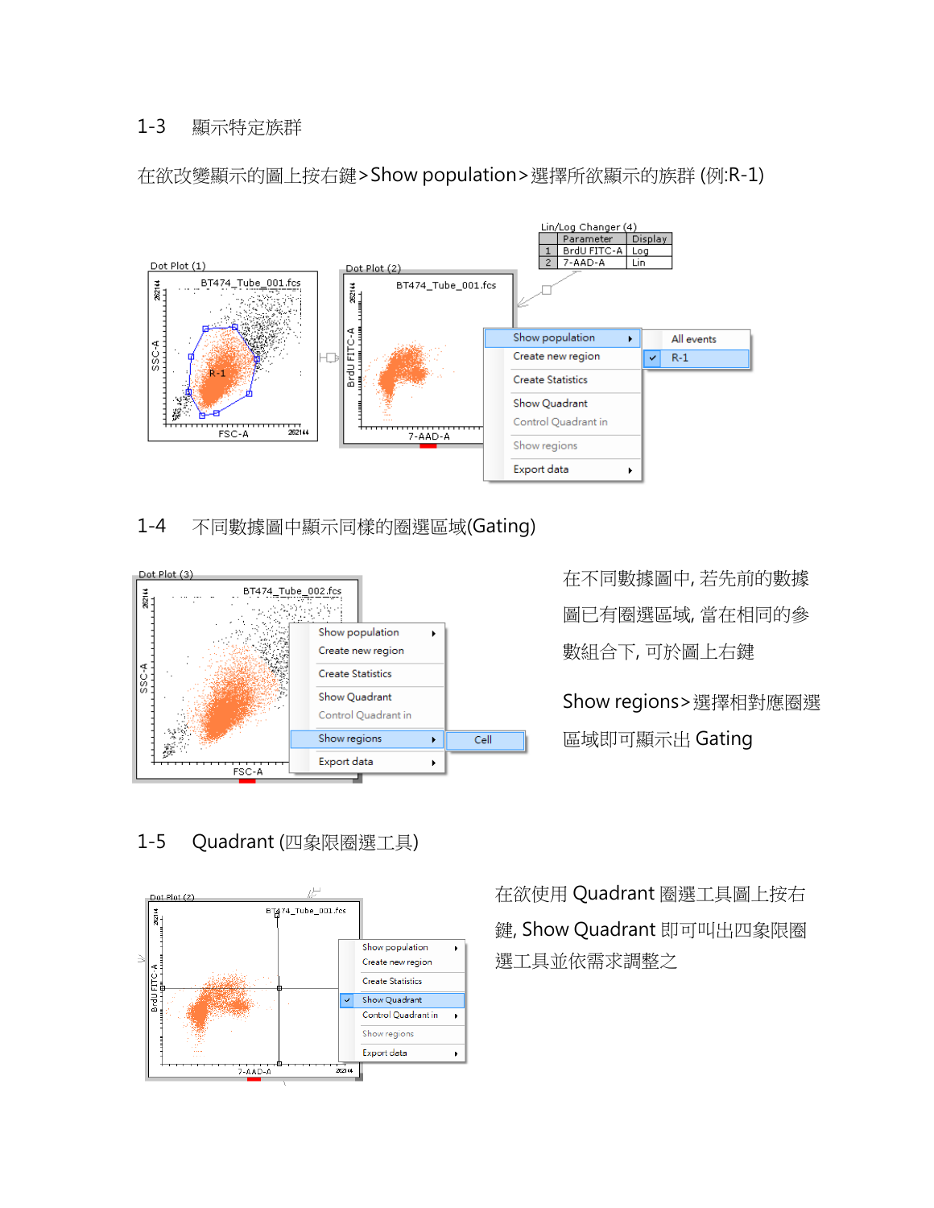## 1-3 顯示特定族群

在欲改變顯示的圖上按右鍵>Show population>選擇所欲顯示的族群 (例:R-1)

## 1-4 不同數據圖中顯示同樣的圈選區域(Gating)

在不同數據圖中, 若先前的數據圖已有圈選區域, 當在相同的參數組合下, 可於圖上右鍵

Show regions>選擇相對應圈選區域即可顯示出 Gating

## 1-5 Quadrant (四象限圈選工具)

在欲使用 Quadrant 圈選工具圖上按右鍵, Show Quadrant 即可叫出四象限圈選工具並依需求調整之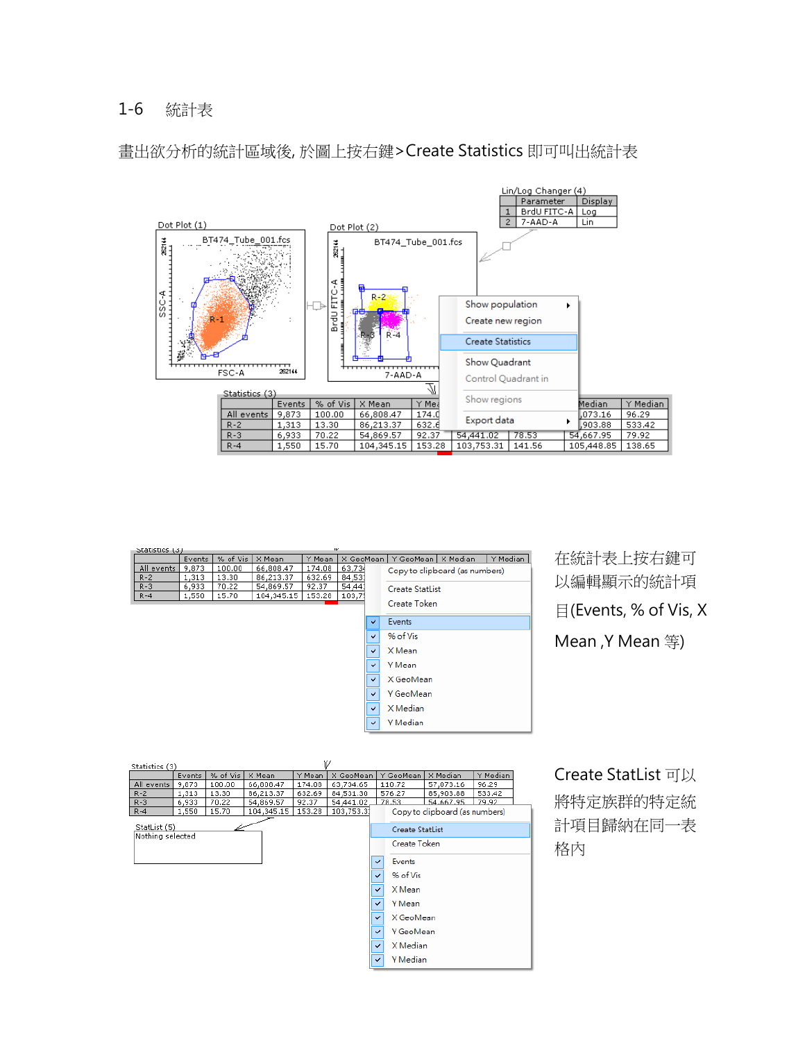## 1-6 統計表

畫出欲分析的統計區域後, 於圖上按右鍵>Create Statistics 即可叫出統計表

在統計表上按右鍵可以編輯顯示的統計項目(Events, % of Vis, X Mean ,Y Mean 等)

Create StatList 可以將特定族群的特定統計項目歸納在同一表格內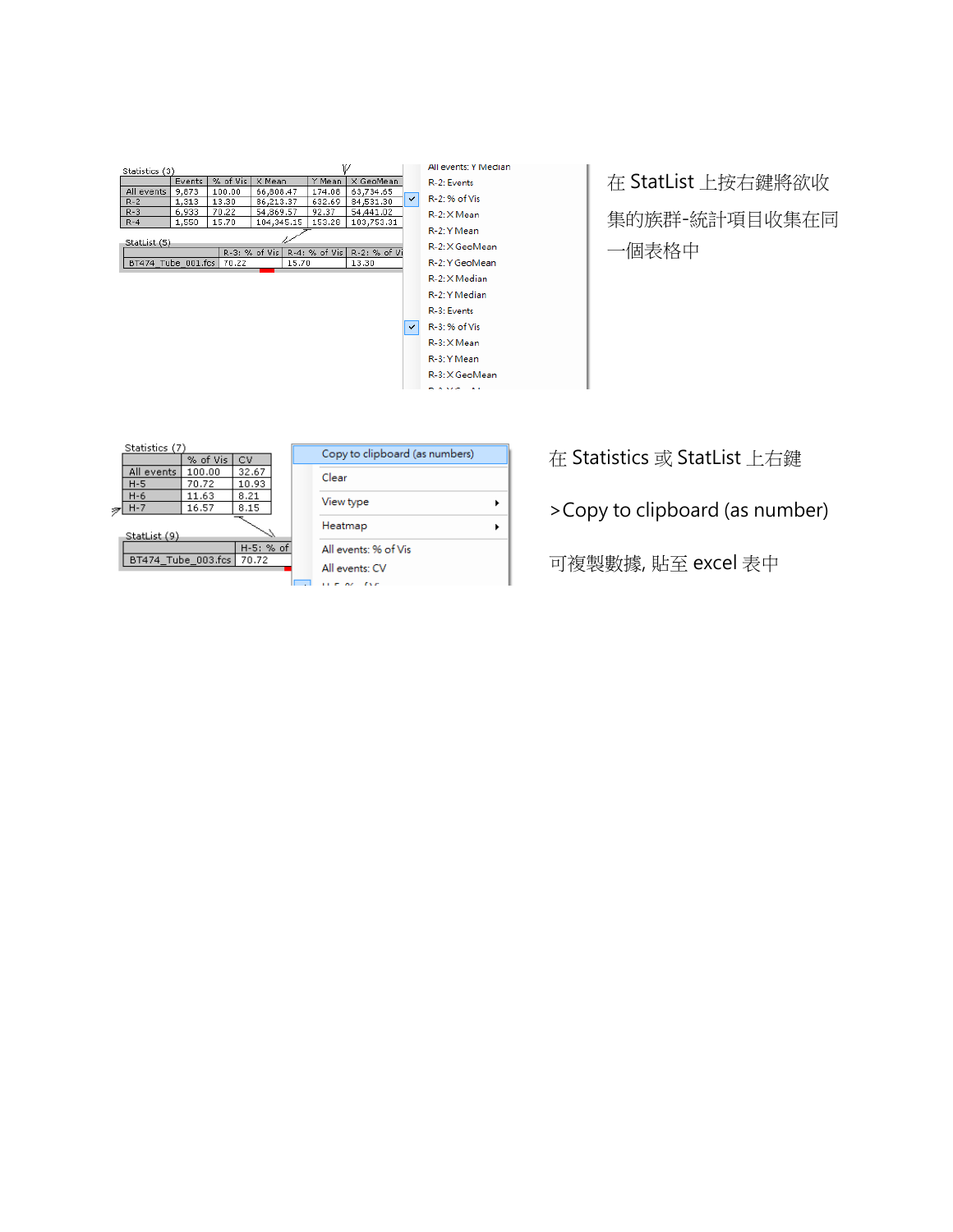Statistics (3)

| | Events | % of Vis | X Mean | Y Mean | X GeoMean |
|---|---|---|---|---|---|
| All events | 9,873 | 100.00 | 66,808.47 | 174.08 | 63,734.65 |
| R-2 | 1,313 | 13.30 | 86,213.37 | 632.69 | 84,531.30 |
| R-3 | 6,933 | 70.22 | 54,869.57 | 92.37 | 54,441.02 |
| R-4 | 1,550 | 15.70 | 104,345.15 | 153.28 | 103,753.31 |

StatList (5)

| | R-3: % of Vis | R-4: % of Vis | R-2: % of Vi |
|---|---|---|---|
| BT474_Tube_001.fcs | 70.22 | 15.70 | 13.30 |

- All events: Y Median
- R-2: Events
- ✓ R-2: % of Vis
- R-2: X Mean
- R-2: Y Mean
- R-2: X GeoMean
- R-2: Y GeoMean
- R-2: X Median
- R-2: Y Median
- R-3: Events
- ✓ R-3: % of Vis
- R-3: X Mean
- R-3: Y Mean
- R-3: X GeoMean

在 StatList 上按右鍵將欲收集的族群-統計項目收集在同一個表格中

Statistics (7)

| | % of Vis | CV |
|---|---|---|
| All events | 100.00 | 32.67 |
| H-5 | 70.72 | 10.93 |
| H-6 | 11.63 | 8.21 |
| H-7 | 16.57 | 8.15 |

StatList (9)

| | H-5: % of |
|---|---|
| BT474_Tube_003.fcs | 70.72 |

- Copy to clipboard (as numbers)
- Clear
- View type
- Heatmap
- All events: % of Vis
- All events: CV

在 Statistics 或 StatList 上右鍵

>Copy to clipboard (as number)

可複製數據, 貼至 excel 表中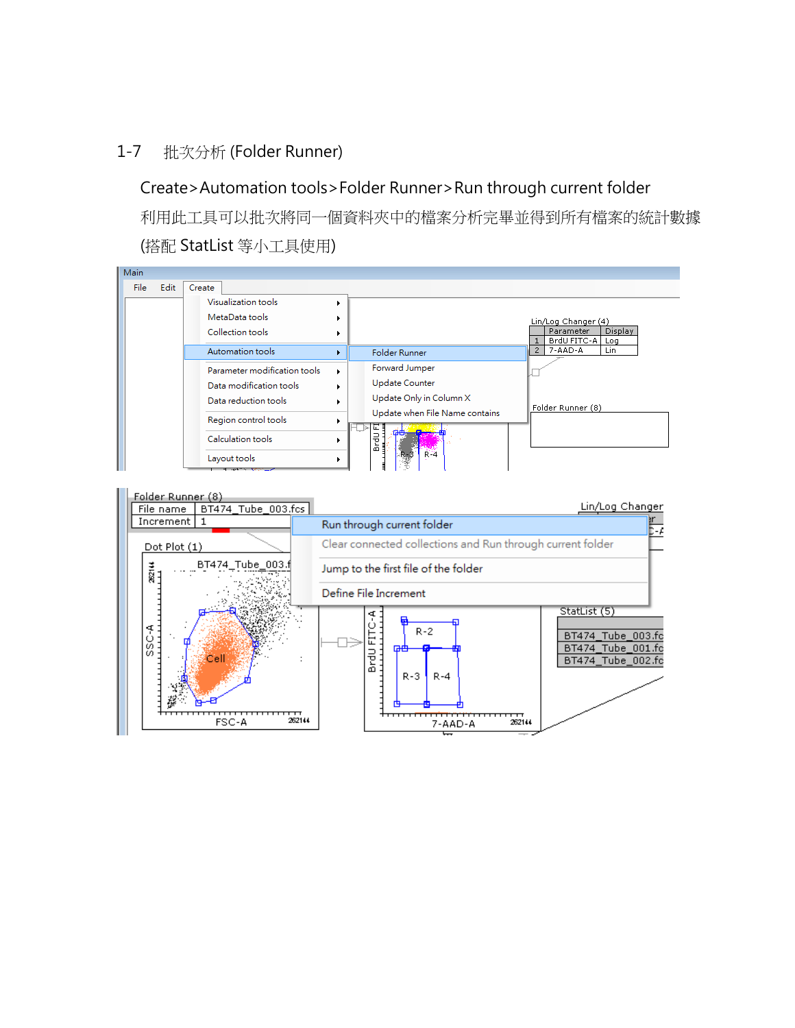## 1-7 批次分析 (Folder Runner)

Create>Automation tools>Folder Runner>Run through current folder

利用此工具可以批次將同一個資料夾中的檔案分析完畢並得到所有檔案的統計數據

(搭配 StatList 等小工具使用)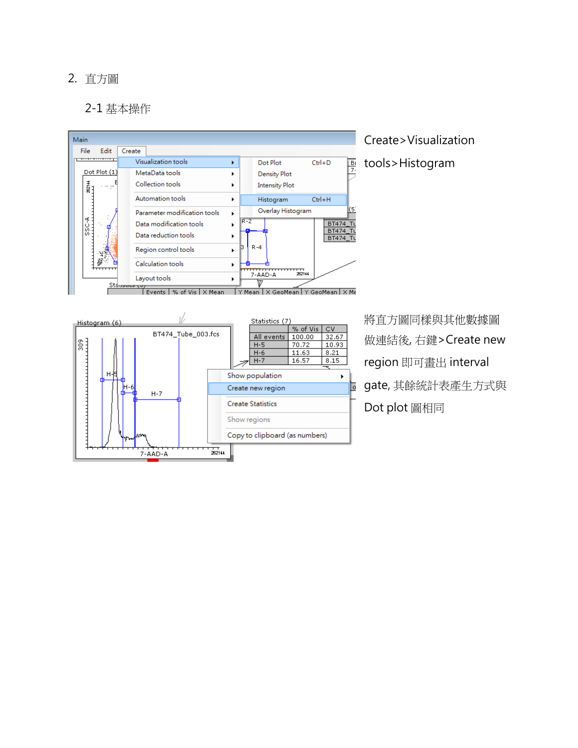## 2. 直方圖

### 2-1 基本操作

Create>Visualization tools>Histogram

將直方圖同樣與其他數據圖做連結後, 右鍵>Create new region 即可畫出 interval gate, 其餘統計表產生方式與 Dot plot 圖相同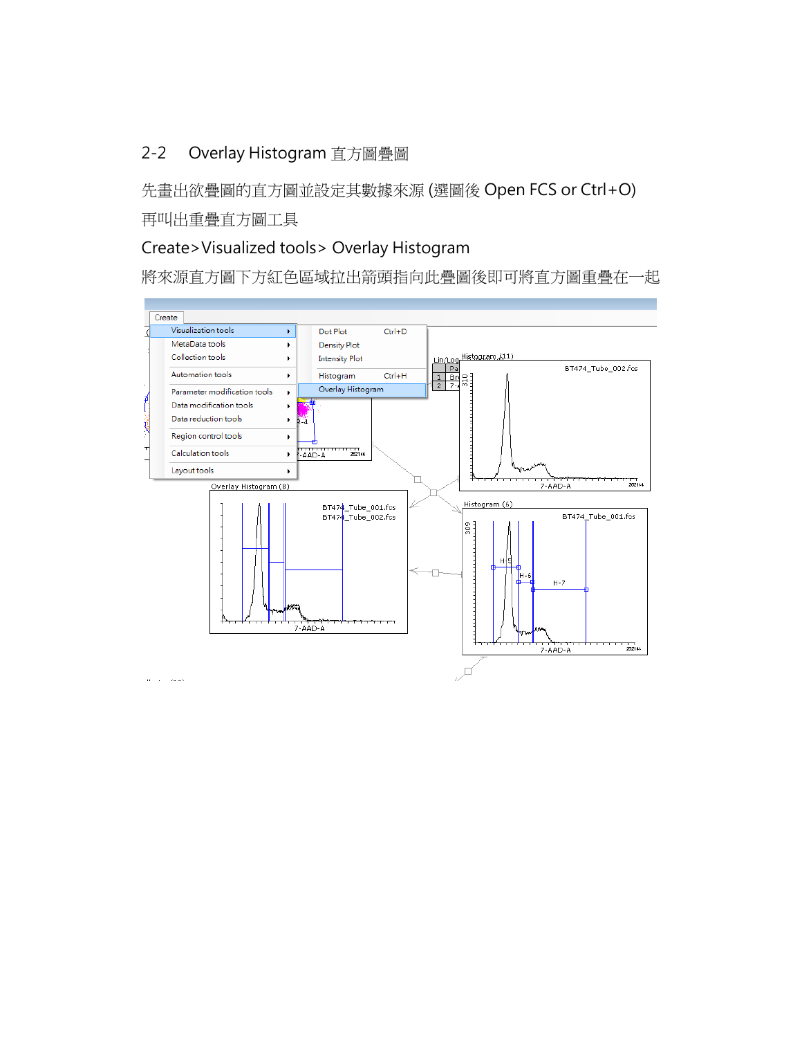## 2-2　Overlay Histogram 直方圖疊圖

先畫出欲疊圖的直方圖並設定其數據來源 (選圖後 Open FCS or Ctrl+O)

再叫出重疊直方圖工具

Create>Visualized tools> Overlay Histogram

將來源直方圖下方紅色區域拉出箭頭指向此疊圖後即可將直方圖重疊在一起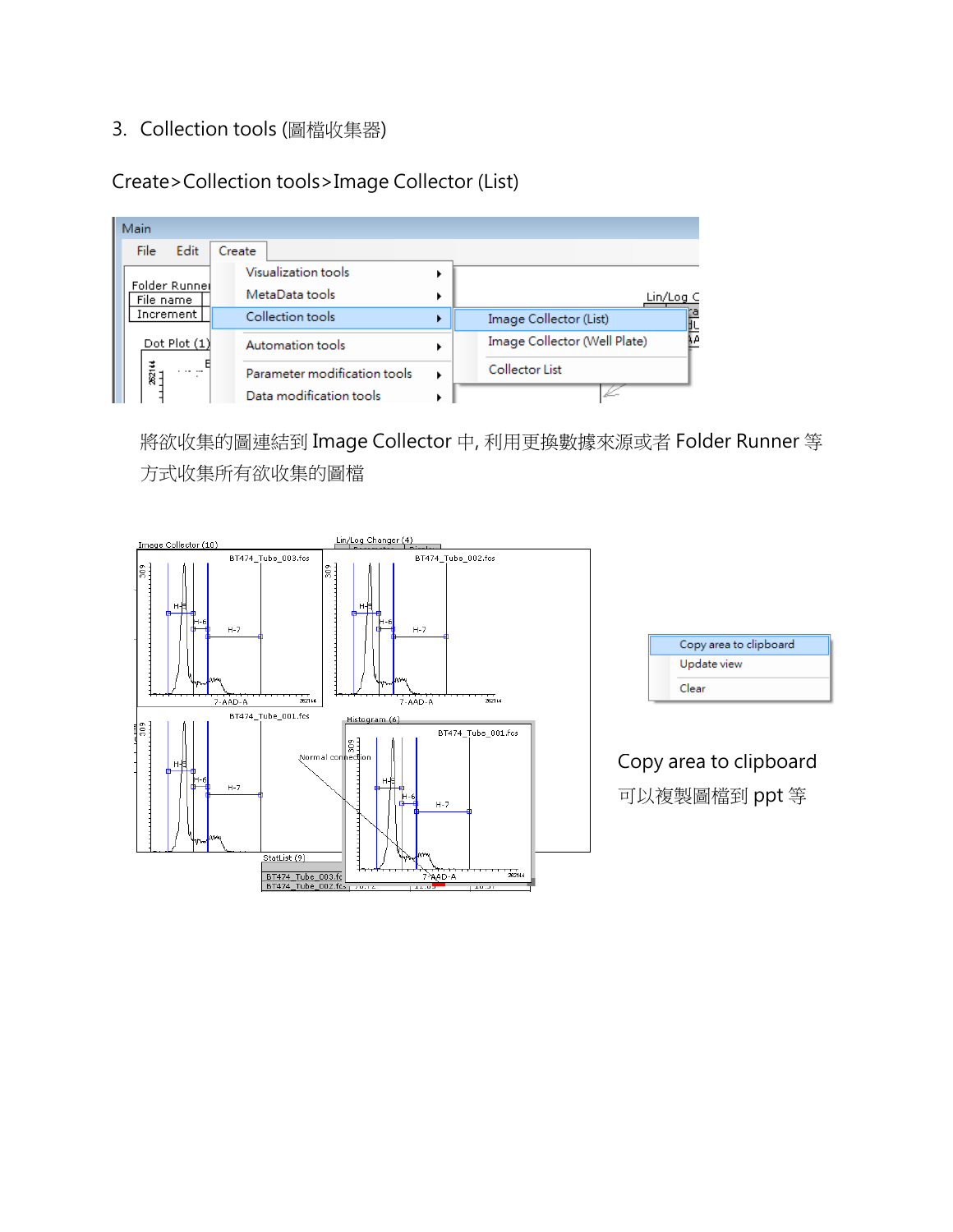3. Collection tools (圖檔收集器)

Create>Collection tools>Image Collector (List)

將欲收集的圖連結到 Image Collector 中, 利用更換數據來源或者 Folder Runner 等方式收集所有欲收集的圖檔

Copy area to clipboard

可以複製圖檔到 ppt 等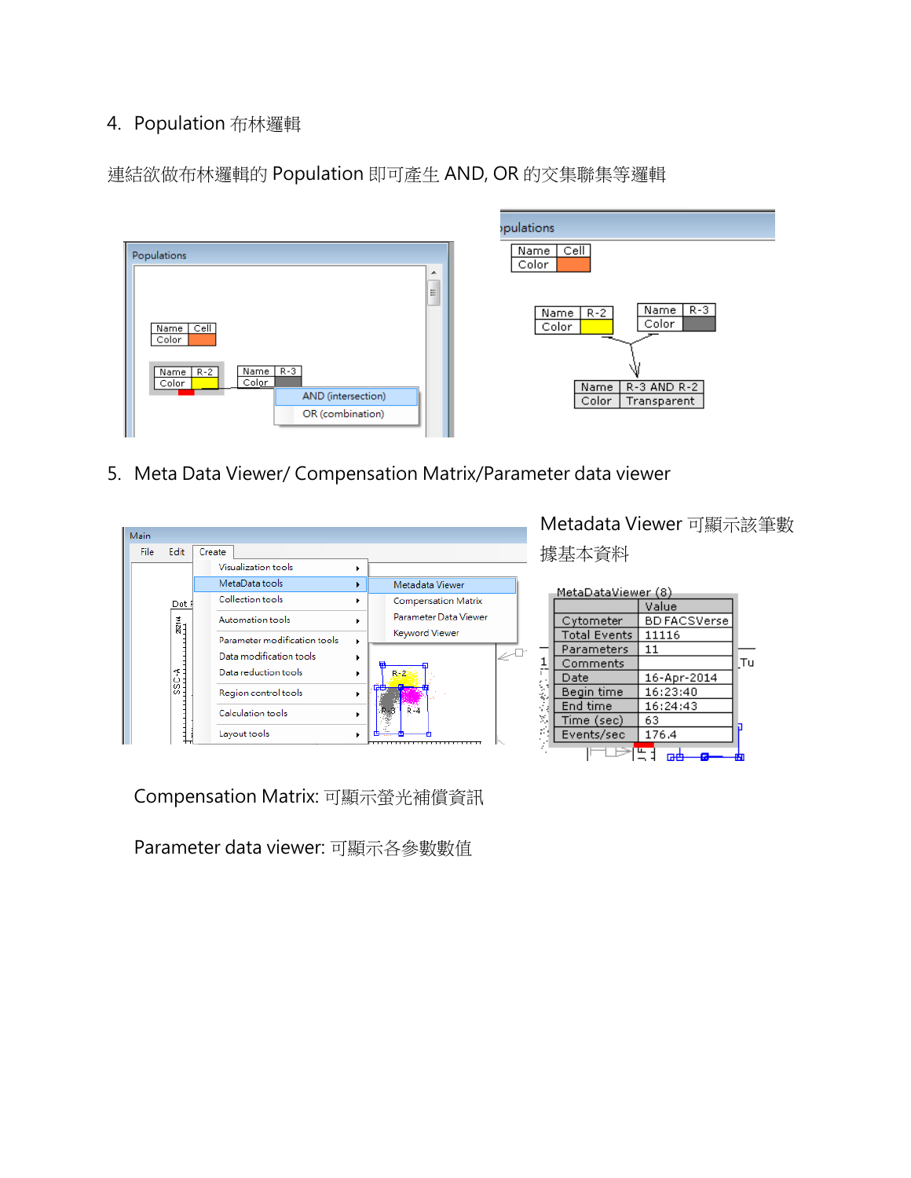4. Population 布林邏輯

連結欲做布林邏輯的 Population 即可產生 AND, OR 的交集聯集等邏輯

5. Meta Data Viewer/ Compensation Matrix/Parameter data viewer

Metadata Viewer 可顯示該筆數據基本資料

Compensation Matrix: 可顯示螢光補償資訊

Parameter data viewer: 可顯示各參數數值